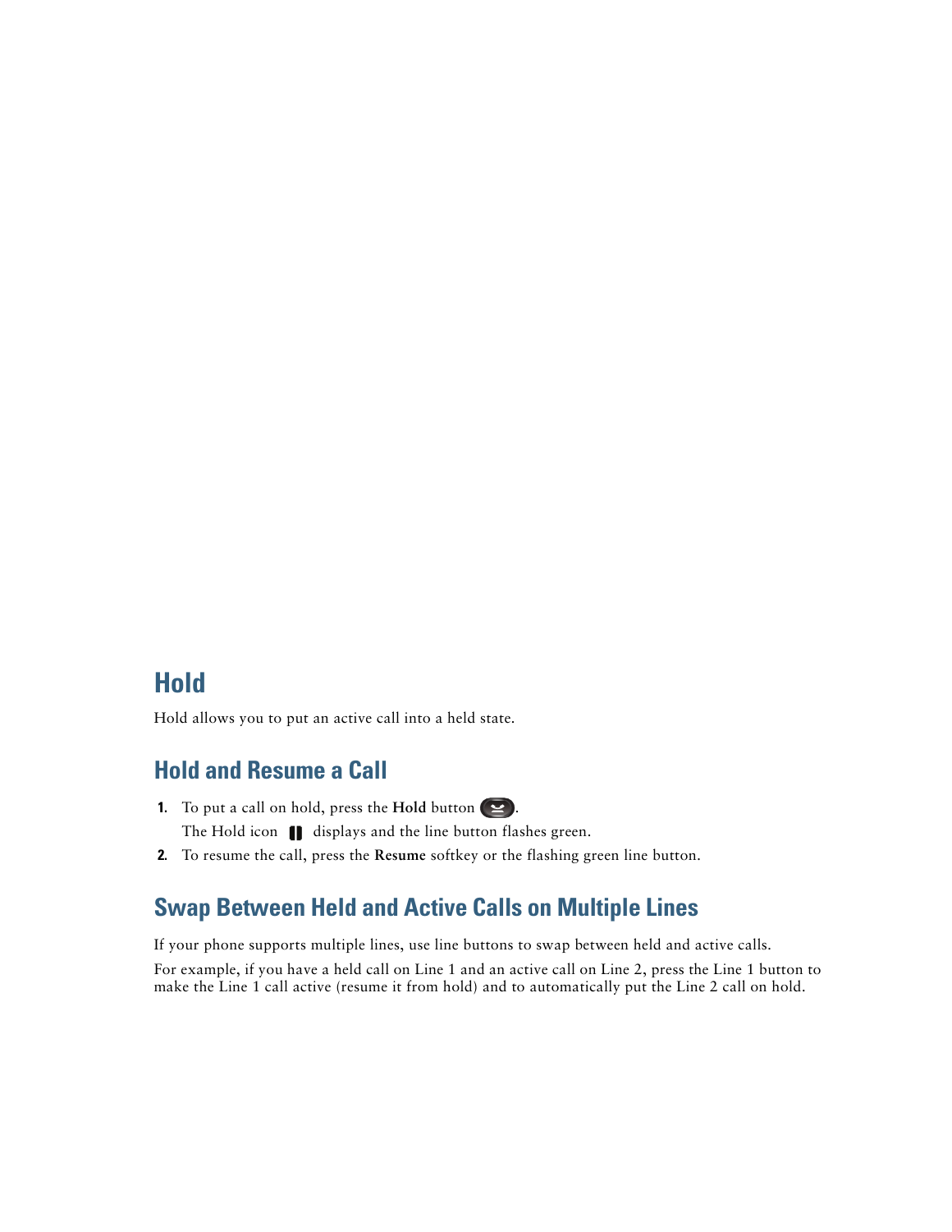# Hold

Hold allows you to put an active call into a held state.

## Hold and Resume a Call

1. To put a call on hold, press the **Hold** button .

   The Hold icon  displays and the line button flashes green.

2. To resume the call, press the **Resume** softkey or the flashing green line button.

## Swap Between Held and Active Calls on Multiple Lines

If your phone supports multiple lines, use line buttons to swap between held and active calls.

For example, if you have a held call on Line 1 and an active call on Line 2, press the Line 1 button to make the Line 1 call active (resume it from hold) and to automatically put the Line 2 call on hold.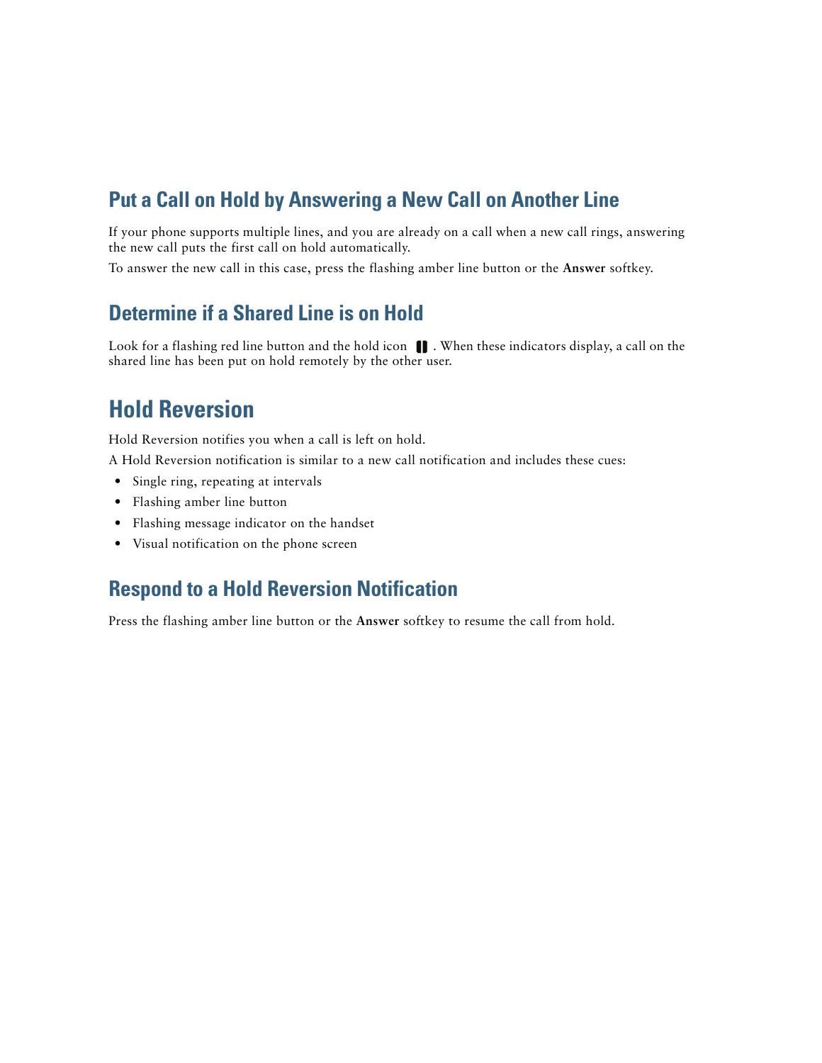## Put a Call on Hold by Answering a New Call on Another Line

If your phone supports multiple lines, and you are already on a call when a new call rings, answering the new call puts the first call on hold automatically.

To answer the new call in this case, press the flashing amber line button or the **Answer** softkey.

## Determine if a Shared Line is on Hold

Look for a flashing red line button and the hold icon . When these indicators display, a call on the shared line has been put on hold remotely by the other user.

# Hold Reversion

Hold Reversion notifies you when a call is left on hold.

A Hold Reversion notification is similar to a new call notification and includes these cues:

- Single ring, repeating at intervals
- Flashing amber line button
- Flashing message indicator on the handset
- Visual notification on the phone screen

## Respond to a Hold Reversion Notification

Press the flashing amber line button or the **Answer** softkey to resume the call from hold.